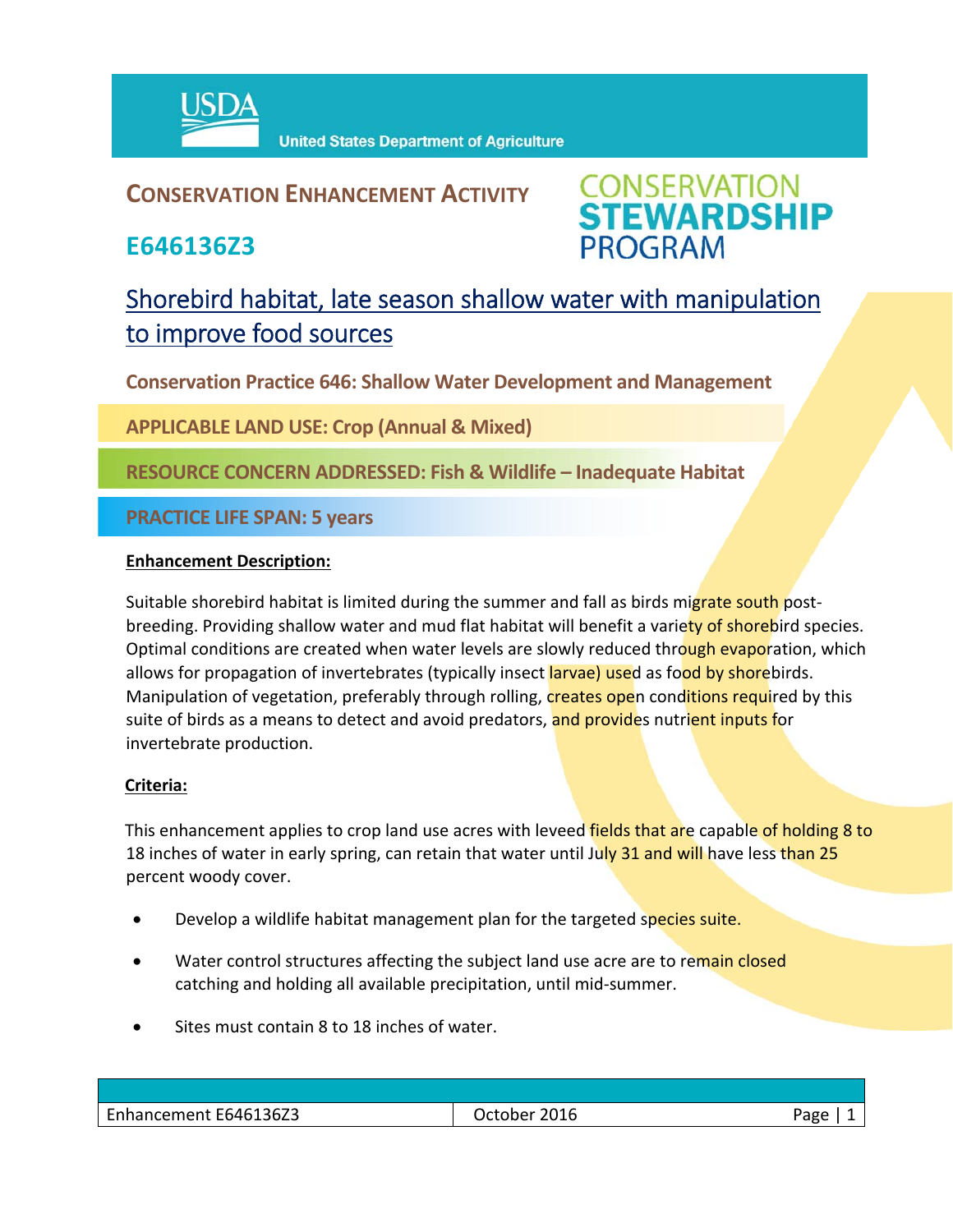USDA United States Department of Agriculture

## CONSERVATION ENHANCEMENT ACTIVITY

CONSERVATION STEWARDSHIP PROGRAM

# E646136Z3

## Shorebird habitat, late season shallow water with manipulation to improve food sources

**Conservation Practice 646: Shallow Water Development and Management**

**APPLICABLE LAND USE: Crop (Annual & Mixed)**

**RESOURCE CONCERN ADDRESSED: Fish & Wildlife – Inadequate Habitat**

**PRACTICE LIFE SPAN: 5 years**

### Enhancement Description:

Suitable shorebird habitat is limited during the summer and fall as birds migrate south post-breeding. Providing shallow water and mud flat habitat will benefit a variety of shorebird species. Optimal conditions are created when water levels are slowly reduced through evaporation, which allows for propagation of invertebrates (typically insect larvae) used as food by shorebirds. Manipulation of vegetation, preferably through rolling, creates open conditions required by this suite of birds as a means to detect and avoid predators, and provides nutrient inputs for invertebrate production.

### Criteria:

This enhancement applies to crop land use acres with leveed fields that are capable of holding 8 to 18 inches of water in early spring, can retain that water until July 31 and will have less than 25 percent woody cover.

- Develop a wildlife habitat management plan for the targeted species suite.
- Water control structures affecting the subject land use acre are to remain closed catching and holding all available precipitation, until mid-summer.
- Sites must contain 8 to 18 inches of water.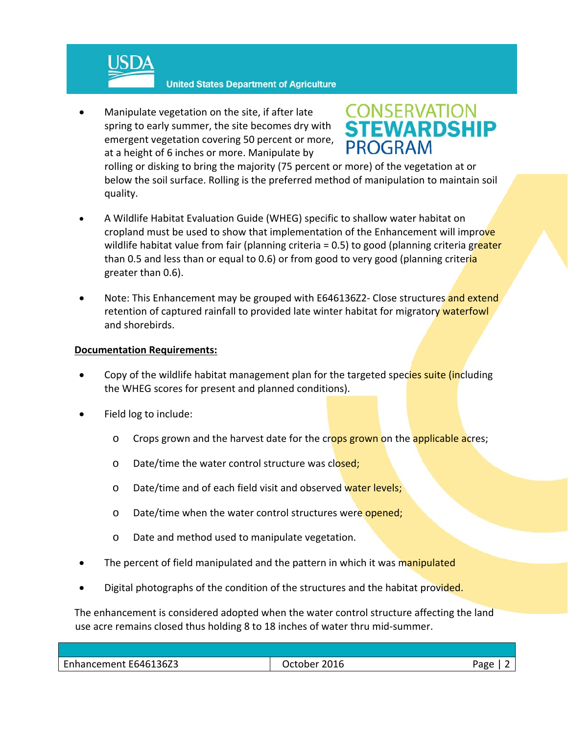- Manipulate vegetation on the site, if after late spring to early summer, the site becomes dry with emergent vegetation covering 50 percent or more, at a height of 6 inches or more. Manipulate by rolling or disking to bring the majority (75 percent or more) of the vegetation at or below the soil surface. Rolling is the preferred method of manipulation to maintain soil quality.

- A Wildlife Habitat Evaluation Guide (WHEG) specific to shallow water habitat on cropland must be used to show that implementation of the Enhancement will improve wildlife habitat value from fair (planning criteria = 0.5) to good (planning criteria greater than 0.5 and less than or equal to 0.6) or from good to very good (planning criteria greater than 0.6).

- Note: This Enhancement may be grouped with E646136Z2- Close structures and extend retention of captured rainfall to provided late winter habitat for migratory waterfowl and shorebirds.

**Documentation Requirements:**

- Copy of the wildlife habitat management plan for the targeted species suite (including the WHEG scores for present and planned conditions).

- Field log to include:
    - Crops grown and the harvest date for the crops grown on the applicable acres;
    - Date/time the water control structure was closed;
    - Date/time and of each field visit and observed water levels;
    - Date/time when the water control structures were opened;
    - Date and method used to manipulate vegetation.

- The percent of field manipulated and the pattern in which it was manipulated

- Digital photographs of the condition of the structures and the habitat provided.

The enhancement is considered adopted when the water control structure affecting the land use acre remains closed thus holding 8 to 18 inches of water thru mid-summer.